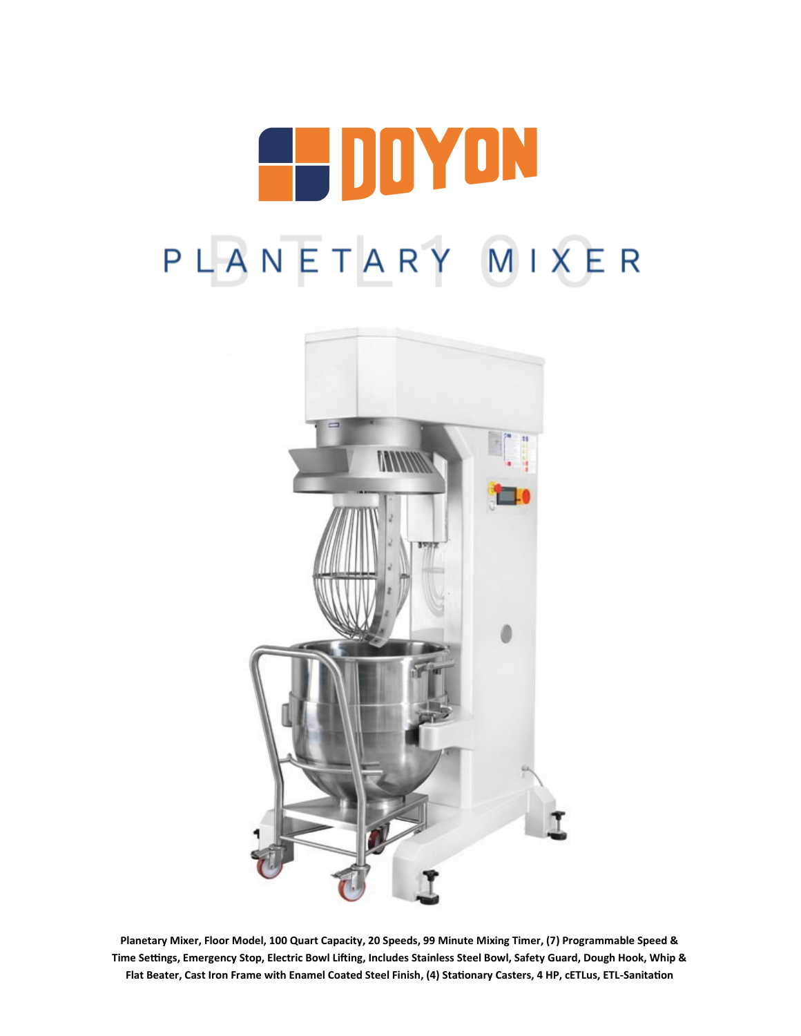# DOYON

## PLANETARY MIXER

BTL100

**Planetary Mixer, Floor Model, 100 Quart Capacity, 20 Speeds, 99 Minute Mixing Timer, (7) Programmable Speed & Time Settings, Emergency Stop, Electric Bowl Lifting, Includes Stainless Steel Bowl, Safety Guard, Dough Hook, Whip & Flat Beater, Cast Iron Frame with Enamel Coated Steel Finish, (4) Stationary Casters, 4 HP, cETLus, ETL-Sanitation**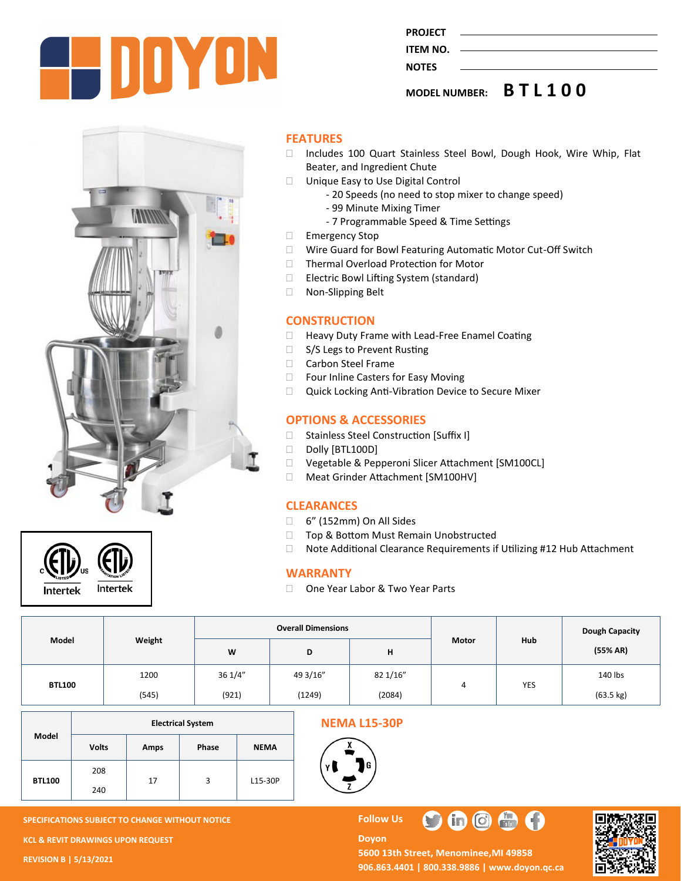# DOYON

PROJECT ____________________

ITEM NO. ____________________

NOTES ____________________

MODEL NUMBER: **BTL100**

## FEATURES

- Includes 100 Quart Stainless Steel Bowl, Dough Hook, Wire Whip, Flat Beater, and Ingredient Chute
- Unique Easy to Use Digital Control
  - 20 Speeds (no need to stop mixer to change speed)
  - 99 Minute Mixing Timer
  - 7 Programmable Speed & Time Settings
- Emergency Stop
- Wire Guard for Bowl Featuring Automatic Motor Cut-Off Switch
- Thermal Overload Protection for Motor
- Electric Bowl Lifting System (standard)
- Non-Slipping Belt

## CONSTRUCTION

- Heavy Duty Frame with Lead-Free Enamel Coating
- S/S Legs to Prevent Rusting
- Carbon Steel Frame
- Four Inline Casters for Easy Moving
- Quick Locking Anti-Vibration Device to Secure Mixer

## OPTIONS & ACCESSORIES

- Stainless Steel Construction [Suffix I]
- Dolly [BTL100D]
- Vegetable & Pepperoni Slicer Attachment [SM100CL]
- Meat Grinder Attachment [SM100HV]

## CLEARANCES

- 6" (152mm) On All Sides
- Top & Bottom Must Remain Unobstructed
- Note Additional Clearance Requirements if Utilizing #12 Hub Attachment

## WARRANTY

- One Year Labor & Two Year Parts

| Model | Weight | Overall Dimensions | | | Motor | Hub | Dough Capacity (55% AR) |
|---|---|---|---|---|---|---|---|
| | | W | D | H | | | |
| BTL100 | 1200 (545) | 36 1/4" (921) | 49 3/16" (1249) | 82 1/16" (2084) | 4 | YES | 140 lbs (63.5 kg) |

| Model | Electrical System | | | |
|---|---|---|---|---|
| | Volts | Amps | Phase | NEMA |
| BTL100 | 208 / 240 | 17 | 3 | L15-30P |

## NEMA L15-30P

SPECIFICATIONS SUBJECT TO CHANGE WITHOUT NOTICE

KCL & REVIT DRAWINGS UPON REQUEST

REVISION B | 5/13/2021

Follow Us

Doyon
5600 13th Street, Menominee, MI 49858
906.863.4401 | 800.338.9886 | www.doyon.qc.ca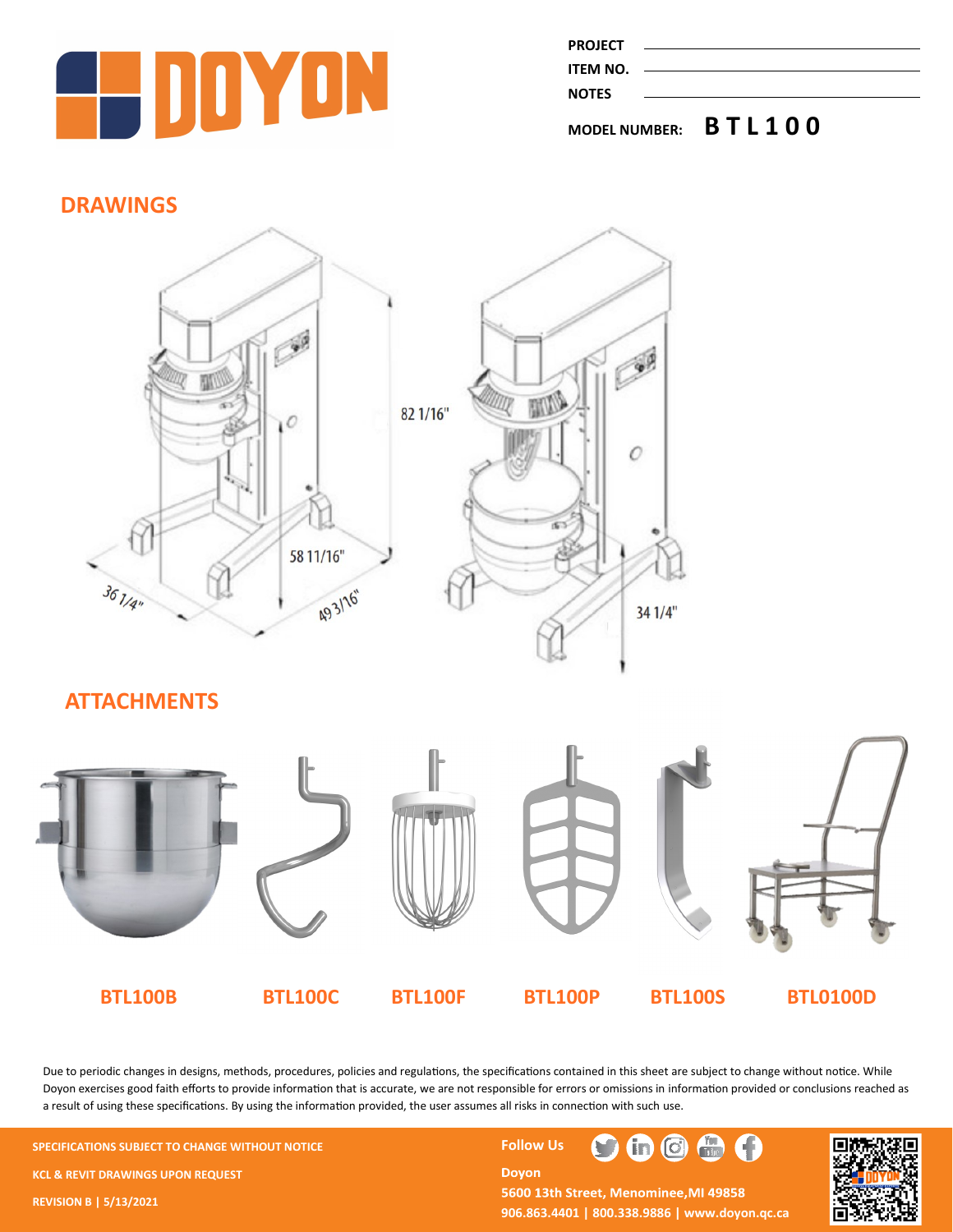PROJECT

ITEM NO.

NOTES

MODEL NUMBER: **BTL100**

## DRAWINGS

82 1/16"

58 11/16"

36 1/4"

49 3/16"

34 1/4"

## ATTACHMENTS

BTL100B

BTL100C

BTL100F

BTL100P

BTL100S

BTL0100D

Due to periodic changes in designs, methods, procedures, policies and regulations, the specifications contained in this sheet are subject to change without notice. While Doyon exercises good faith efforts to provide information that is accurate, we are not responsible for errors or omissions in information provided or conclusions reached as a result of using these specifications. By using the information provided, the user assumes all risks in connection with such use.

SPECIFICATIONS SUBJECT TO CHANGE WITHOUT NOTICE

KCL & REVIT DRAWINGS UPON REQUEST

REVISION B | 5/13/2021

Follow Us

Doyon
5600 13th Street, Menominee,MI 49858
906.863.4401 | 800.338.9886 | www.doyon.qc.ca